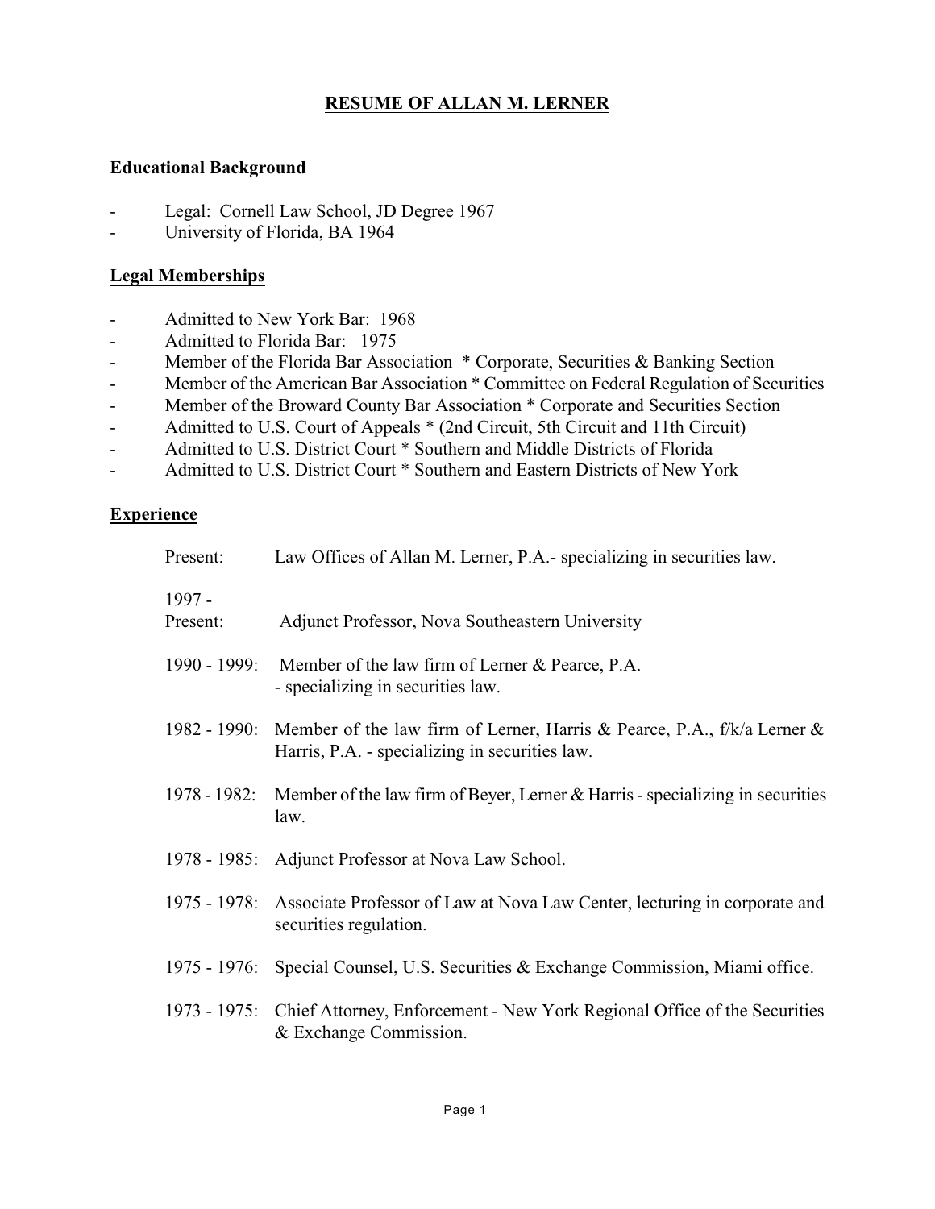# RESUME OF ALLAN M. LERNER

## Educational Background

- Legal: Cornell Law School, JD Degree 1967
- University of Florida, BA 1964

## Legal Memberships

- Admitted to New York Bar: 1968
- Admitted to Florida Bar: 1975
- Member of the Florida Bar Association * Corporate, Securities & Banking Section
- Member of the American Bar Association * Committee on Federal Regulation of Securities
- Member of the Broward County Bar Association * Corporate and Securities Section
- Admitted to U.S. Court of Appeals * (2nd Circuit, 5th Circuit and 11th Circuit)
- Admitted to U.S. District Court * Southern and Middle Districts of Florida
- Admitted to U.S. District Court * Southern and Eastern Districts of New York

## Experience

| | |
|---|---|
| Present: | Law Offices of Allan M. Lerner, P.A.- specializing in securities law. |
| 1997 - Present: | Adjunct Professor, Nova Southeastern University |
| 1990 - 1999: | Member of the law firm of Lerner & Pearce, P.A. - specializing in securities law. |
| 1982 - 1990: | Member of the law firm of Lerner, Harris & Pearce, P.A., f/k/a Lerner & Harris, P.A. - specializing in securities law. |
| 1978 - 1982: | Member of the law firm of Beyer, Lerner & Harris - specializing in securities law. |
| 1978 - 1985: | Adjunct Professor at Nova Law School. |
| 1975 - 1978: | Associate Professor of Law at Nova Law Center, lecturing in corporate and securities regulation. |
| 1975 - 1976: | Special Counsel, U.S. Securities & Exchange Commission, Miami office. |
| 1973 - 1975: | Chief Attorney, Enforcement - New York Regional Office of the Securities & Exchange Commission. |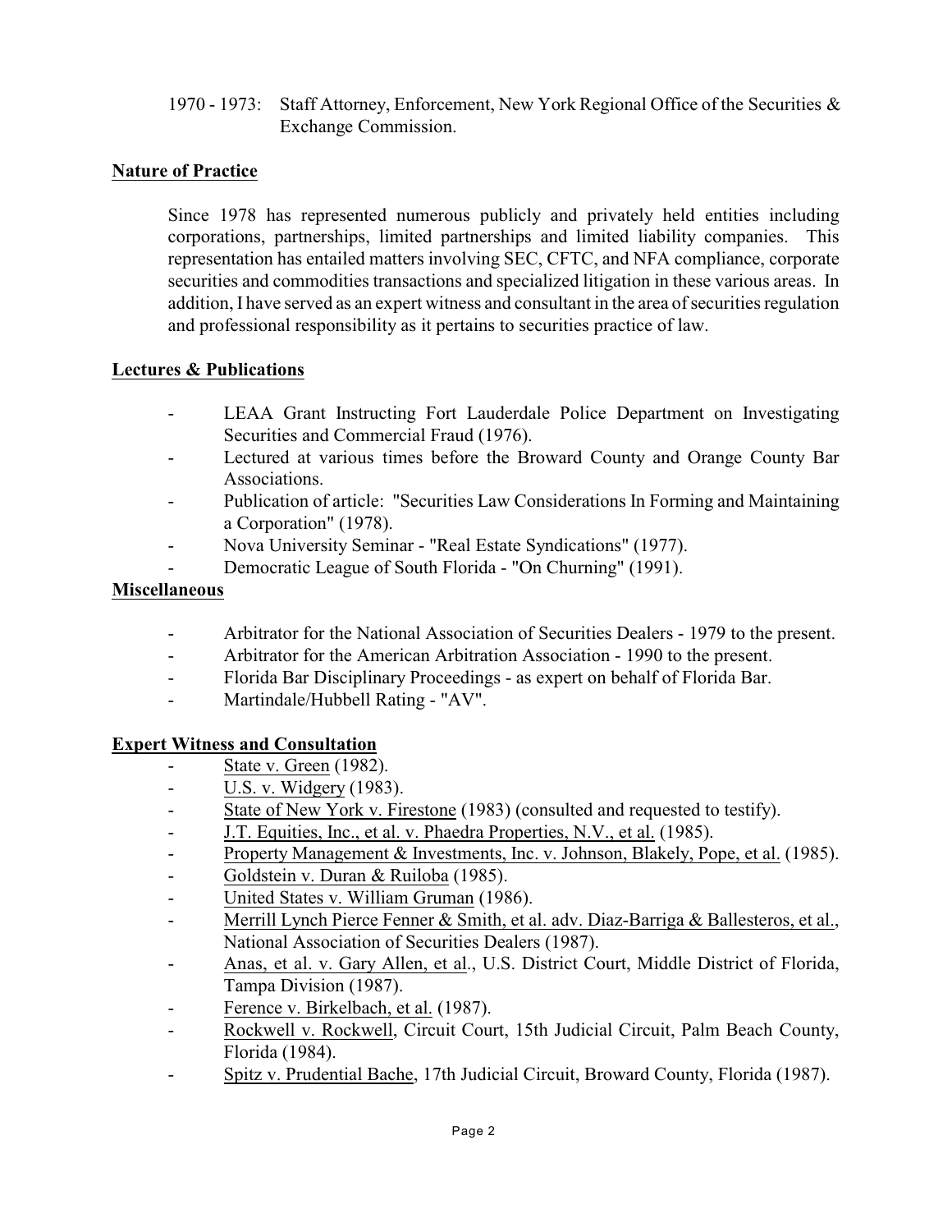1970 - 1973: Staff Attorney, Enforcement, New York Regional Office of the Securities & Exchange Commission.

## Nature of Practice

Since 1978 has represented numerous publicly and privately held entities including corporations, partnerships, limited partnerships and limited liability companies. This representation has entailed matters involving SEC, CFTC, and NFA compliance, corporate securities and commodities transactions and specialized litigation in these various areas. In addition, I have served as an expert witness and consultant in the area of securities regulation and professional responsibility as it pertains to securities practice of law.

## Lectures & Publications

- LEAA Grant Instructing Fort Lauderdale Police Department on Investigating Securities and Commercial Fraud (1976).
- Lectured at various times before the Broward County and Orange County Bar Associations.
- Publication of article: "Securities Law Considerations In Forming and Maintaining a Corporation" (1978).
- Nova University Seminar - "Real Estate Syndications" (1977).
- Democratic League of South Florida - "On Churning" (1991).

## Miscellaneous

- Arbitrator for the National Association of Securities Dealers - 1979 to the present.
- Arbitrator for the American Arbitration Association - 1990 to the present.
- Florida Bar Disciplinary Proceedings - as expert on behalf of Florida Bar.
- Martindale/Hubbell Rating - "AV".

## Expert Witness and Consultation

- State v. Green (1982).
- U.S. v. Widgery (1983).
- State of New York v. Firestone (1983) (consulted and requested to testify).
- J.T. Equities, Inc., et al. v. Phaedra Properties, N.V., et al. (1985).
- Property Management & Investments, Inc. v. Johnson, Blakely, Pope, et al. (1985).
- Goldstein v. Duran & Ruiloba (1985).
- United States v. William Gruman (1986).
- Merrill Lynch Pierce Fenner & Smith, et al. adv. Diaz-Barriga & Ballesteros, et al., National Association of Securities Dealers (1987).
- Anas, et al. v. Gary Allen, et al., U.S. District Court, Middle District of Florida, Tampa Division (1987).
- Ference v. Birkelbach, et al. (1987).
- Rockwell v. Rockwell, Circuit Court, 15th Judicial Circuit, Palm Beach County, Florida (1984).
- Spitz v. Prudential Bache, 17th Judicial Circuit, Broward County, Florida (1987).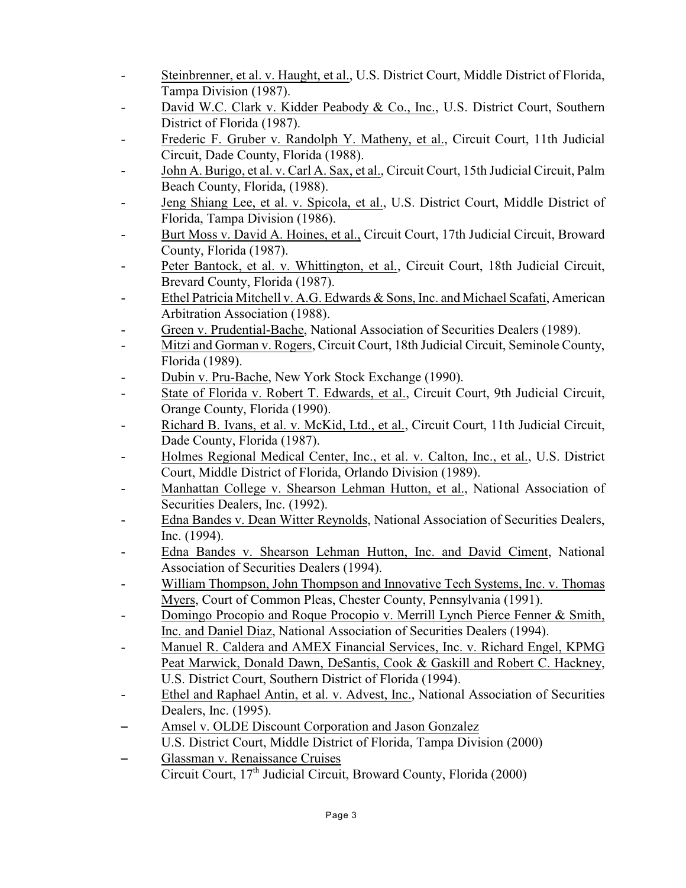- <u>Steinbrenner, et al. v. Haught, et al.</u>, U.S. District Court, Middle District of Florida, Tampa Division (1987).
- <u>David W.C. Clark v. Kidder Peabody & Co., Inc.</u>, U.S. District Court, Southern District of Florida (1987).
- <u>Frederic F. Gruber v. Randolph Y. Matheny, et al.</u>, Circuit Court, 11th Judicial Circuit, Dade County, Florida (1988).
- <u>John A. Burigo, et al. v. Carl A. Sax, et al.</u>, Circuit Court, 15th Judicial Circuit, Palm Beach County, Florida, (1988).
- <u>Jeng Shiang Lee, et al. v. Spicola, et al.</u>, U.S. District Court, Middle District of Florida, Tampa Division (1986).
- <u>Burt Moss v. David A. Hoines, et al.,</u> Circuit Court, 17th Judicial Circuit, Broward County, Florida (1987).
- <u>Peter Bantock, et al. v. Whittington, et al.</u>, Circuit Court, 18th Judicial Circuit, Brevard County, Florida (1987).
- <u>Ethel Patricia Mitchell v. A.G. Edwards & Sons, Inc. and Michael Scafati</u>, American Arbitration Association (1988).
- <u>Green v. Prudential-Bache</u>, National Association of Securities Dealers (1989).
- <u>Mitzi and Gorman v. Rogers</u>, Circuit Court, 18th Judicial Circuit, Seminole County, Florida (1989).
- <u>Dubin v. Pru-Bache</u>, New York Stock Exchange (1990).
- <u>State of Florida v. Robert T. Edwards, et al.</u>, Circuit Court, 9th Judicial Circuit, Orange County, Florida (1990).
- <u>Richard B. Ivans, et al. v. McKid, Ltd., et al.</u>, Circuit Court, 11th Judicial Circuit, Dade County, Florida (1987).
- <u>Holmes Regional Medical Center, Inc., et al. v. Calton, Inc., et al.</u>, U.S. District Court, Middle District of Florida, Orlando Division (1989).
- <u>Manhattan College v. Shearson Lehman Hutton, et al.</u>, National Association of Securities Dealers, Inc. (1992).
- <u>Edna Bandes v. Dean Witter Reynolds</u>, National Association of Securities Dealers, Inc. (1994).
- <u>Edna Bandes v. Shearson Lehman Hutton, Inc. and David Ciment</u>, National Association of Securities Dealers (1994).
- <u>William Thompson, John Thompson and Innovative Tech Systems, Inc. v. Thomas Myers</u>, Court of Common Pleas, Chester County, Pennsylvania (1991).
- <u>Domingo Procopio and Roque Procopio v. Merrill Lynch Pierce Fenner & Smith, Inc. and Daniel Diaz</u>, National Association of Securities Dealers (1994).
- <u>Manuel R. Caldera and AMEX Financial Services, Inc. v. Richard Engel, KPMG Peat Marwick, Donald Dawn, DeSantis, Cook & Gaskill and Robert C. Hackney</u>, U.S. District Court, Southern District of Florida (1994).
- <u>Ethel and Raphael Antin, et al. v. Advest, Inc.</u>, National Association of Securities Dealers, Inc. (1995).
- <u>Amsel v. OLDE Discount Corporation and Jason Gonzalez</u>
  U.S. District Court, Middle District of Florida, Tampa Division (2000)
- <u>Glassman v. Renaissance Cruises</u>
  Circuit Court, 17th Judicial Circuit, Broward County, Florida (2000)